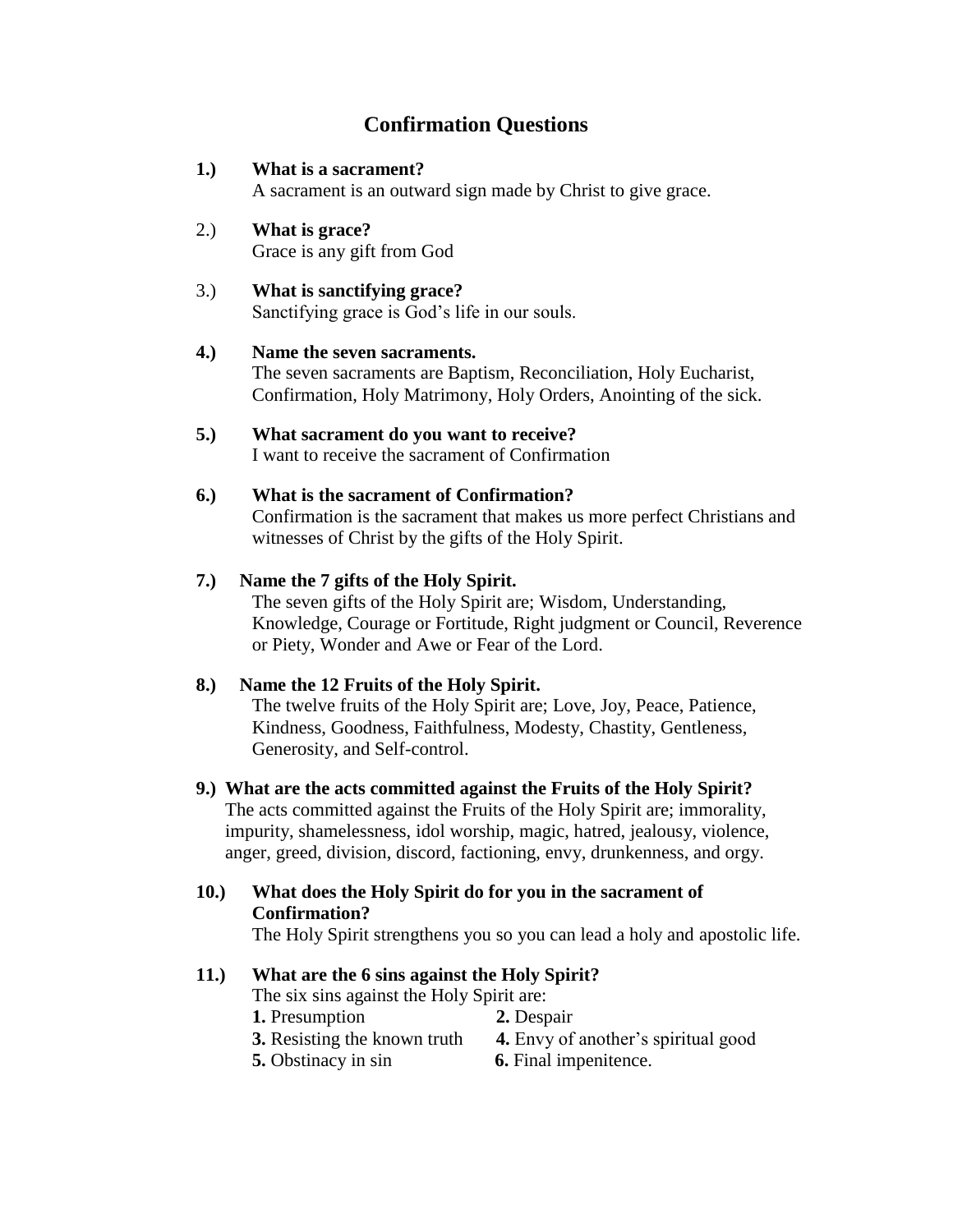# Confirmation Questions

**1.) What is a sacrament?**
A sacrament is an outward sign made by Christ to give grace.

2.) **What is grace?**
Grace is any gift from God

3.) **What is sanctifying grace?**
Sanctifying grace is God's life in our souls.

**4.) Name the seven sacraments.**
The seven sacraments are Baptism, Reconciliation, Holy Eucharist, Confirmation, Holy Matrimony, Holy Orders, Anointing of the sick.

**5.) What sacrament do you want to receive?**
I want to receive the sacrament of Confirmation

**6.) What is the sacrament of Confirmation?**
Confirmation is the sacrament that makes us more perfect Christians and witnesses of Christ by the gifts of the Holy Spirit.

**7.) Name the 7 gifts of the Holy Spirit.**
The seven gifts of the Holy Spirit are; Wisdom, Understanding, Knowledge, Courage or Fortitude, Right judgment or Council, Reverence or Piety, Wonder and Awe or Fear of the Lord.

**8.) Name the 12 Fruits of the Holy Spirit.**
The twelve fruits of the Holy Spirit are; Love, Joy, Peace, Patience, Kindness, Goodness, Faithfulness, Modesty, Chastity, Gentleness, Generosity, and Self-control.

**9.) What are the acts committed against the Fruits of the Holy Spirit?**
The acts committed against the Fruits of the Holy Spirit are; immorality, impurity, shamelessness, idol worship, magic, hatred, jealousy, violence, anger, greed, division, discord, factioning, envy, drunkenness, and orgy.

**10.) What does the Holy Spirit do for you in the sacrament of Confirmation?**
The Holy Spirit strengthens you so you can lead a holy and apostolic life.

**11.) What are the 6 sins against the Holy Spirit?**
The six sins against the Holy Spirit are:

**1.** Presumption
**2.** Despair
**3.** Resisting the known truth
**4.** Envy of another's spiritual good
**5.** Obstinacy in sin
**6.** Final impenitence.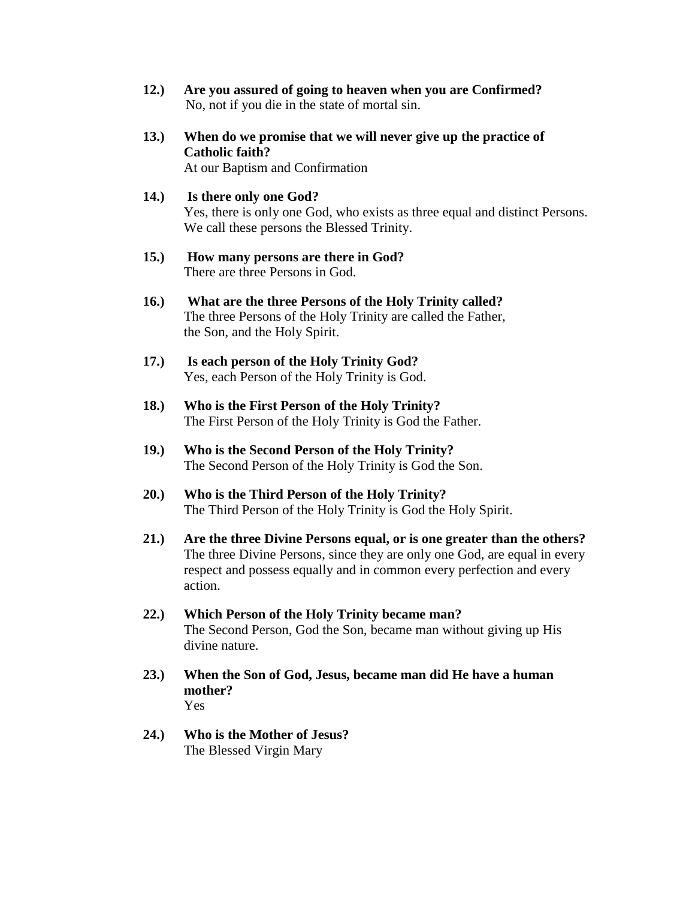**12.) Are you assured of going to heaven when you are Confirmed?**
No, not if you die in the state of mortal sin.

**13.) When do we promise that we will never give up the practice of Catholic faith?**
At our Baptism and Confirmation

**14.) Is there only one God?**
Yes, there is only one God, who exists as three equal and distinct Persons. We call these persons the Blessed Trinity.

**15.) How many persons are there in God?**
There are three Persons in God.

**16.) What are the three Persons of the Holy Trinity called?**
The three Persons of the Holy Trinity are called the Father, the Son, and the Holy Spirit.

**17.) Is each person of the Holy Trinity God?**
Yes, each Person of the Holy Trinity is God.

**18.) Who is the First Person of the Holy Trinity?**
The First Person of the Holy Trinity is God the Father.

**19.) Who is the Second Person of the Holy Trinity?**
The Second Person of the Holy Trinity is God the Son.

**20.) Who is the Third Person of the Holy Trinity?**
The Third Person of the Holy Trinity is God the Holy Spirit.

**21.) Are the three Divine Persons equal, or is one greater than the others?**
The three Divine Persons, since they are only one God, are equal in every respect and possess equally and in common every perfection and every action.

**22.) Which Person of the Holy Trinity became man?**
The Second Person, God the Son, became man without giving up His divine nature.

**23.) When the Son of God, Jesus, became man did He have a human mother?**
Yes

**24.) Who is the Mother of Jesus?**
The Blessed Virgin Mary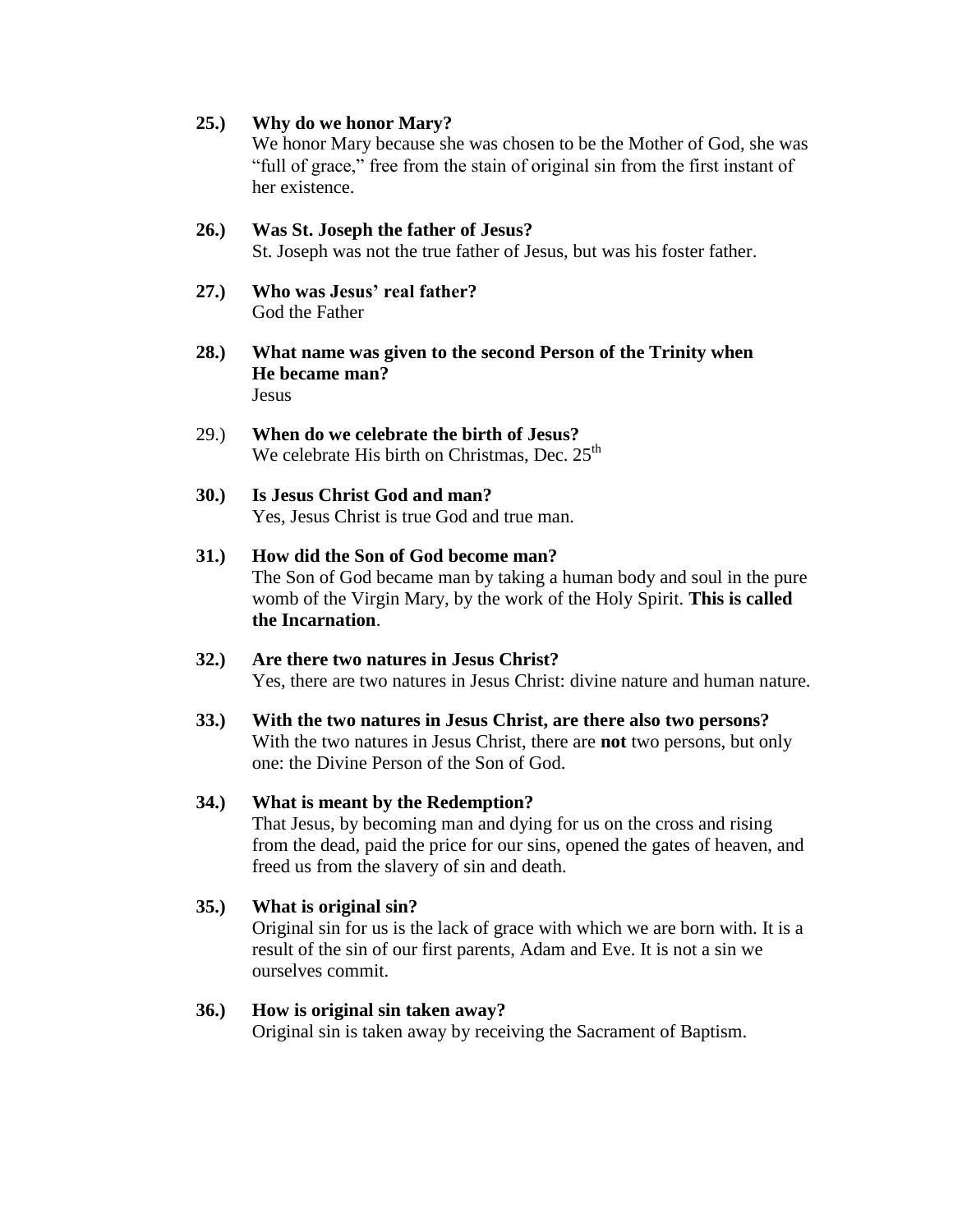**25.) Why do we honor Mary?**

We honor Mary because she was chosen to be the Mother of God, she was "full of grace," free from the stain of original sin from the first instant of her existence.

**26.) Was St. Joseph the father of Jesus?**

St. Joseph was not the true father of Jesus, but was his foster father.

**27.) Who was Jesus' real father?**

God the Father

**28.) What name was given to the second Person of the Trinity when He became man?**

Jesus

29.) **When do we celebrate the birth of Jesus?**

We celebrate His birth on Christmas, Dec. 25th

**30.) Is Jesus Christ God and man?**

Yes, Jesus Christ is true God and true man.

**31.) How did the Son of God become man?**

The Son of God became man by taking a human body and soul in the pure womb of the Virgin Mary, by the work of the Holy Spirit. **This is called the Incarnation**.

**32.) Are there two natures in Jesus Christ?**

Yes, there are two natures in Jesus Christ: divine nature and human nature.

**33.) With the two natures in Jesus Christ, are there also two persons?**

With the two natures in Jesus Christ, there are **not** two persons, but only one: the Divine Person of the Son of God.

**34.) What is meant by the Redemption?**

That Jesus, by becoming man and dying for us on the cross and rising from the dead, paid the price for our sins, opened the gates of heaven, and freed us from the slavery of sin and death.

**35.) What is original sin?**

Original sin for us is the lack of grace with which we are born with. It is a result of the sin of our first parents, Adam and Eve. It is not a sin we ourselves commit.

**36.) How is original sin taken away?**

Original sin is taken away by receiving the Sacrament of Baptism.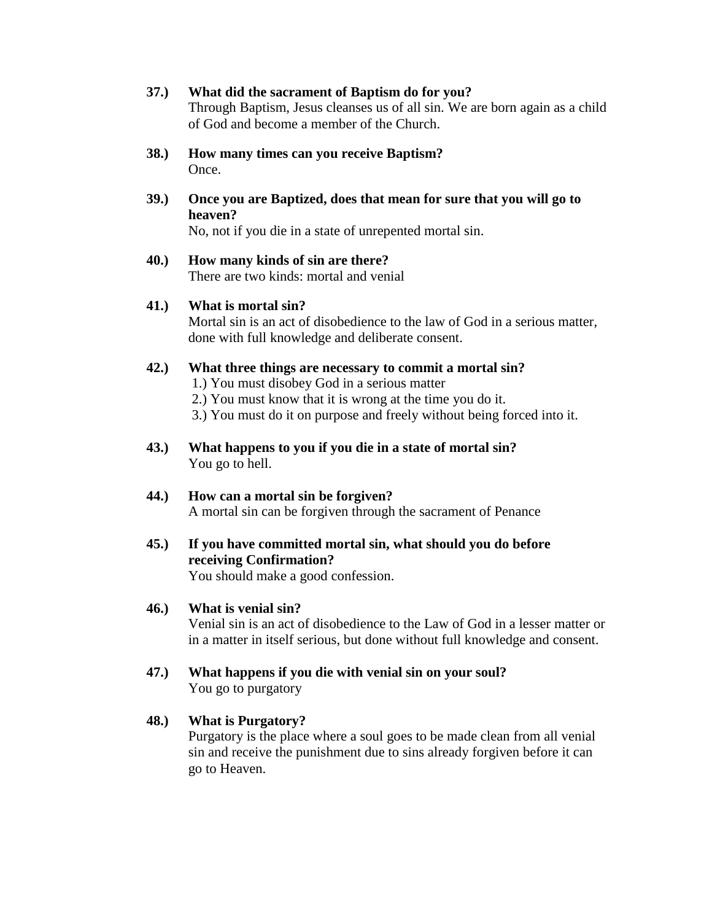**37.) What did the sacrament of Baptism do for you?**
Through Baptism, Jesus cleanses us of all sin. We are born again as a child of God and become a member of the Church.

**38.) How many times can you receive Baptism?**
Once.

**39.) Once you are Baptized, does that mean for sure that you will go to heaven?**
No, not if you die in a state of unrepented mortal sin.

**40.) How many kinds of sin are there?**
There are two kinds: mortal and venial

**41.) What is mortal sin?**
Mortal sin is an act of disobedience to the law of God in a serious matter, done with full knowledge and deliberate consent.

**42.) What three things are necessary to commit a mortal sin?**
1.) You must disobey God in a serious matter
2.) You must know that it is wrong at the time you do it.
3.) You must do it on purpose and freely without being forced into it.

**43.) What happens to you if you die in a state of mortal sin?**
You go to hell.

**44.) How can a mortal sin be forgiven?**
A mortal sin can be forgiven through the sacrament of Penance

**45.) If you have committed mortal sin, what should you do before receiving Confirmation?**
You should make a good confession.

**46.) What is venial sin?**
Venial sin is an act of disobedience to the Law of God in a lesser matter or in a matter in itself serious, but done without full knowledge and consent.

**47.) What happens if you die with venial sin on your soul?**
You go to purgatory

**48.) What is Purgatory?**
Purgatory is the place where a soul goes to be made clean from all venial sin and receive the punishment due to sins already forgiven before it can go to Heaven.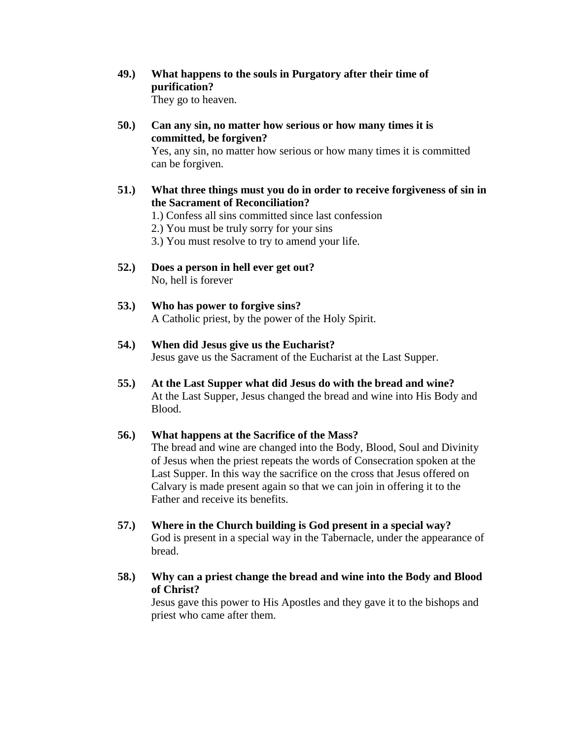**49.) What happens to the souls in Purgatory after their time of purification?**
They go to heaven.

**50.) Can any sin, no matter how serious or how many times it is committed, be forgiven?**
Yes, any sin, no matter how serious or how many times it is committed can be forgiven.

**51.) What three things must you do in order to receive forgiveness of sin in the Sacrament of Reconciliation?**
1.) Confess all sins committed since last confession
2.) You must be truly sorry for your sins
3.) You must resolve to try to amend your life.

**52.) Does a person in hell ever get out?**
No, hell is forever

**53.) Who has power to forgive sins?**
A Catholic priest, by the power of the Holy Spirit.

**54.) When did Jesus give us the Eucharist?**
Jesus gave us the Sacrament of the Eucharist at the Last Supper.

**55.) At the Last Supper what did Jesus do with the bread and wine?**
At the Last Supper, Jesus changed the bread and wine into His Body and Blood.

**56.) What happens at the Sacrifice of the Mass?**
The bread and wine are changed into the Body, Blood, Soul and Divinity of Jesus when the priest repeats the words of Consecration spoken at the Last Supper. In this way the sacrifice on the cross that Jesus offered on Calvary is made present again so that we can join in offering it to the Father and receive its benefits.

**57.) Where in the Church building is God present in a special way?**
God is present in a special way in the Tabernacle, under the appearance of bread.

**58.) Why can a priest change the bread and wine into the Body and Blood of Christ?**
Jesus gave this power to His Apostles and they gave it to the bishops and priest who came after them.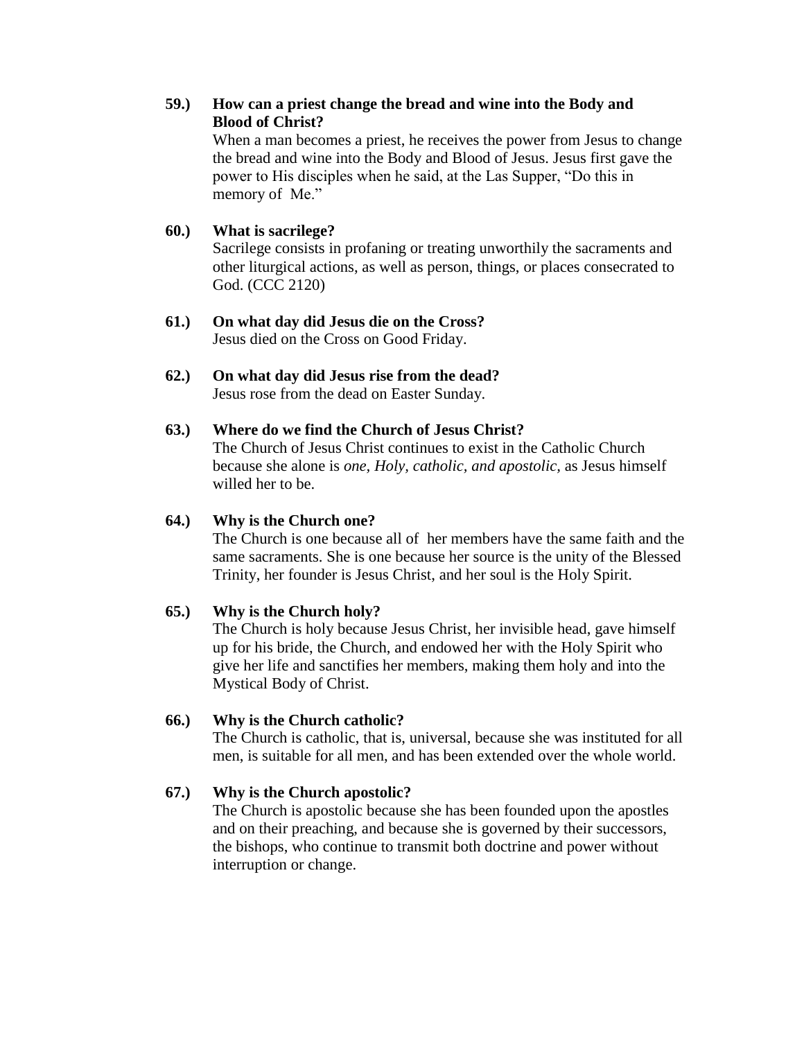**59.) How can a priest change the bread and wine into the Body and Blood of Christ?**

When a man becomes a priest, he receives the power from Jesus to change the bread and wine into the Body and Blood of Jesus. Jesus first gave the power to His disciples when he said, at the Las Supper, "Do this in memory of Me."

**60.) What is sacrilege?**

Sacrilege consists in profaning or treating unworthily the sacraments and other liturgical actions, as well as person, things, or places consecrated to God. (CCC 2120)

**61.) On what day did Jesus die on the Cross?**

Jesus died on the Cross on Good Friday.

**62.) On what day did Jesus rise from the dead?**

Jesus rose from the dead on Easter Sunday.

**63.) Where do we find the Church of Jesus Christ?**

The Church of Jesus Christ continues to exist in the Catholic Church because she alone is *one, Holy, catholic, and apostolic,* as Jesus himself willed her to be.

**64.) Why is the Church one?**

The Church is one because all of her members have the same faith and the same sacraments. She is one because her source is the unity of the Blessed Trinity, her founder is Jesus Christ, and her soul is the Holy Spirit.

**65.) Why is the Church holy?**

The Church is holy because Jesus Christ, her invisible head, gave himself up for his bride, the Church, and endowed her with the Holy Spirit who give her life and sanctifies her members, making them holy and into the Mystical Body of Christ.

**66.) Why is the Church catholic?**

The Church is catholic, that is, universal, because she was instituted for all men, is suitable for all men, and has been extended over the whole world.

**67.) Why is the Church apostolic?**

The Church is apostolic because she has been founded upon the apostles and on their preaching, and because she is governed by their successors, the bishops, who continue to transmit both doctrine and power without interruption or change.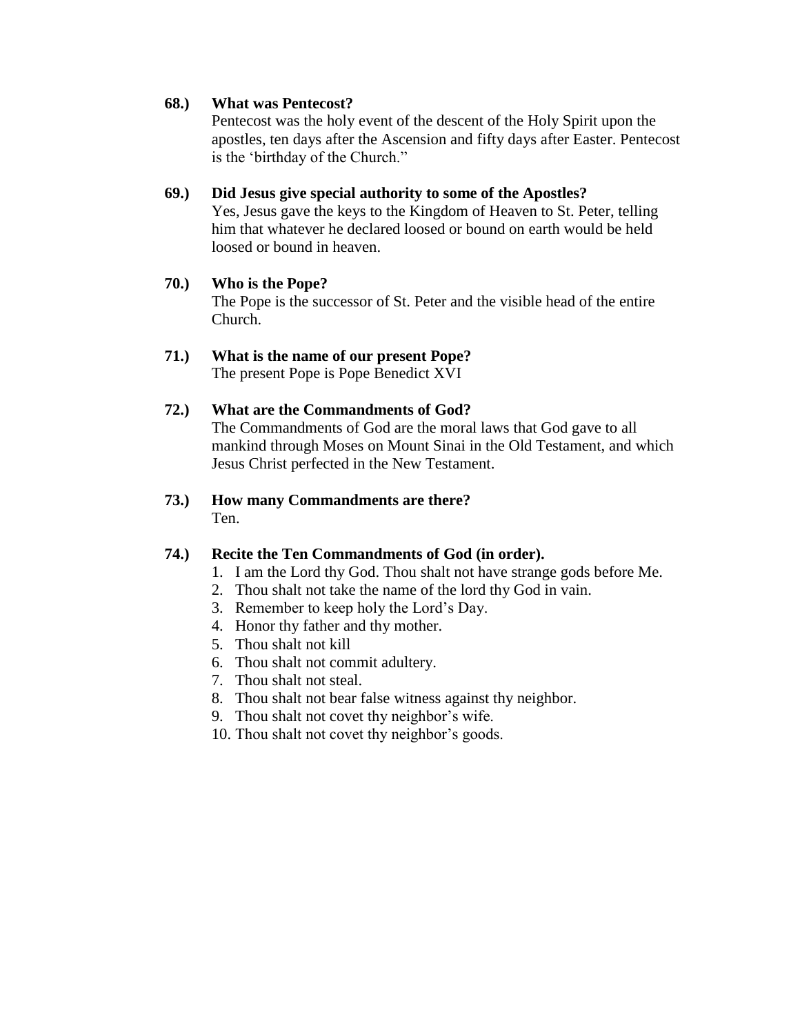**68.) What was Pentecost?**

Pentecost was the holy event of the descent of the Holy Spirit upon the apostles, ten days after the Ascension and fifty days after Easter. Pentecost is the 'birthday of the Church."

**69.) Did Jesus give special authority to some of the Apostles?**

Yes, Jesus gave the keys to the Kingdom of Heaven to St. Peter, telling him that whatever he declared loosed or bound on earth would be held loosed or bound in heaven.

**70.) Who is the Pope?**

The Pope is the successor of St. Peter and the visible head of the entire Church.

**71.) What is the name of our present Pope?**

The present Pope is Pope Benedict XVI

**72.) What are the Commandments of God?**

The Commandments of God are the moral laws that God gave to all mankind through Moses on Mount Sinai in the Old Testament, and which Jesus Christ perfected in the New Testament.

**73.) How many Commandments are there?**

Ten.

**74.) Recite the Ten Commandments of God (in order).**

1. I am the Lord thy God. Thou shalt not have strange gods before Me.
2. Thou shalt not take the name of the lord thy God in vain.
3. Remember to keep holy the Lord's Day.
4. Honor thy father and thy mother.
5. Thou shalt not kill
6. Thou shalt not commit adultery.
7. Thou shalt not steal.
8. Thou shalt not bear false witness against thy neighbor.
9. Thou shalt not covet thy neighbor's wife.
10. Thou shalt not covet thy neighbor's goods.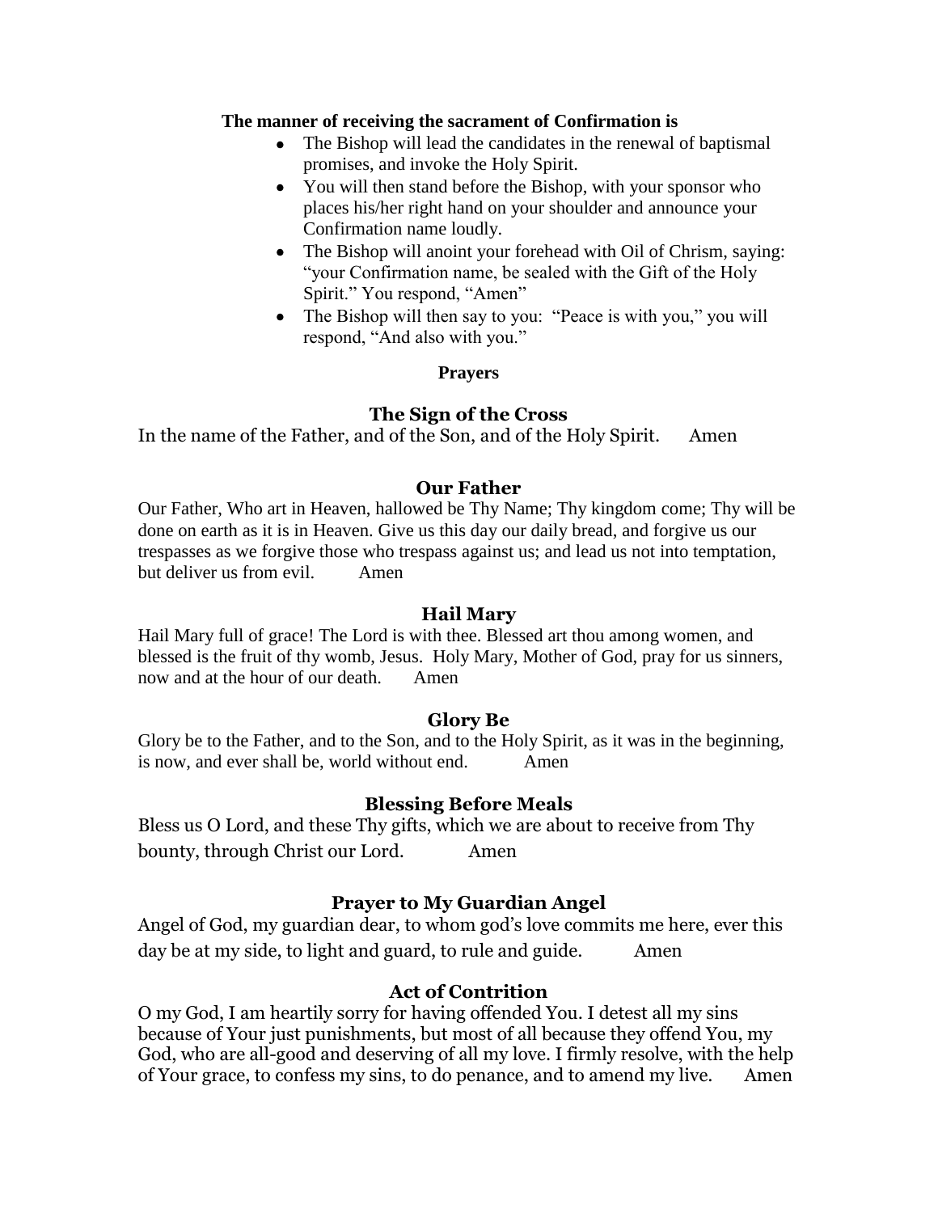**The manner of receiving the sacrament of Confirmation is**

- The Bishop will lead the candidates in the renewal of baptismal promises, and invoke the Holy Spirit.
- You will then stand before the Bishop, with your sponsor who places his/her right hand on your shoulder and announce your Confirmation name loudly.
- The Bishop will anoint your forehead with Oil of Chrism, saying: "your Confirmation name, be sealed with the Gift of the Holy Spirit." You respond, "Amen"
- The Bishop will then say to you: "Peace is with you," you will respond, "And also with you."

## Prayers

### The Sign of the Cross

In the name of the Father, and of the Son, and of the Holy Spirit. Amen

### Our Father

Our Father, Who art in Heaven, hallowed be Thy Name; Thy kingdom come; Thy will be done on earth as it is in Heaven. Give us this day our daily bread, and forgive us our trespasses as we forgive those who trespass against us; and lead us not into temptation, but deliver us from evil. Amen

### Hail Mary

Hail Mary full of grace! The Lord is with thee. Blessed art thou among women, and blessed is the fruit of thy womb, Jesus. Holy Mary, Mother of God, pray for us sinners, now and at the hour of our death. Amen

### Glory Be

Glory be to the Father, and to the Son, and to the Holy Spirit, as it was in the beginning, is now, and ever shall be, world without end. Amen

### Blessing Before Meals

Bless us O Lord, and these Thy gifts, which we are about to receive from Thy bounty, through Christ our Lord. Amen

### Prayer to My Guardian Angel

Angel of God, my guardian dear, to whom god's love commits me here, ever this day be at my side, to light and guard, to rule and guide. Amen

### Act of Contrition

O my God, I am heartily sorry for having offended You. I detest all my sins because of Your just punishments, but most of all because they offend You, my God, who are all-good and deserving of all my love. I firmly resolve, with the help of Your grace, to confess my sins, to do penance, and to amend my live. Amen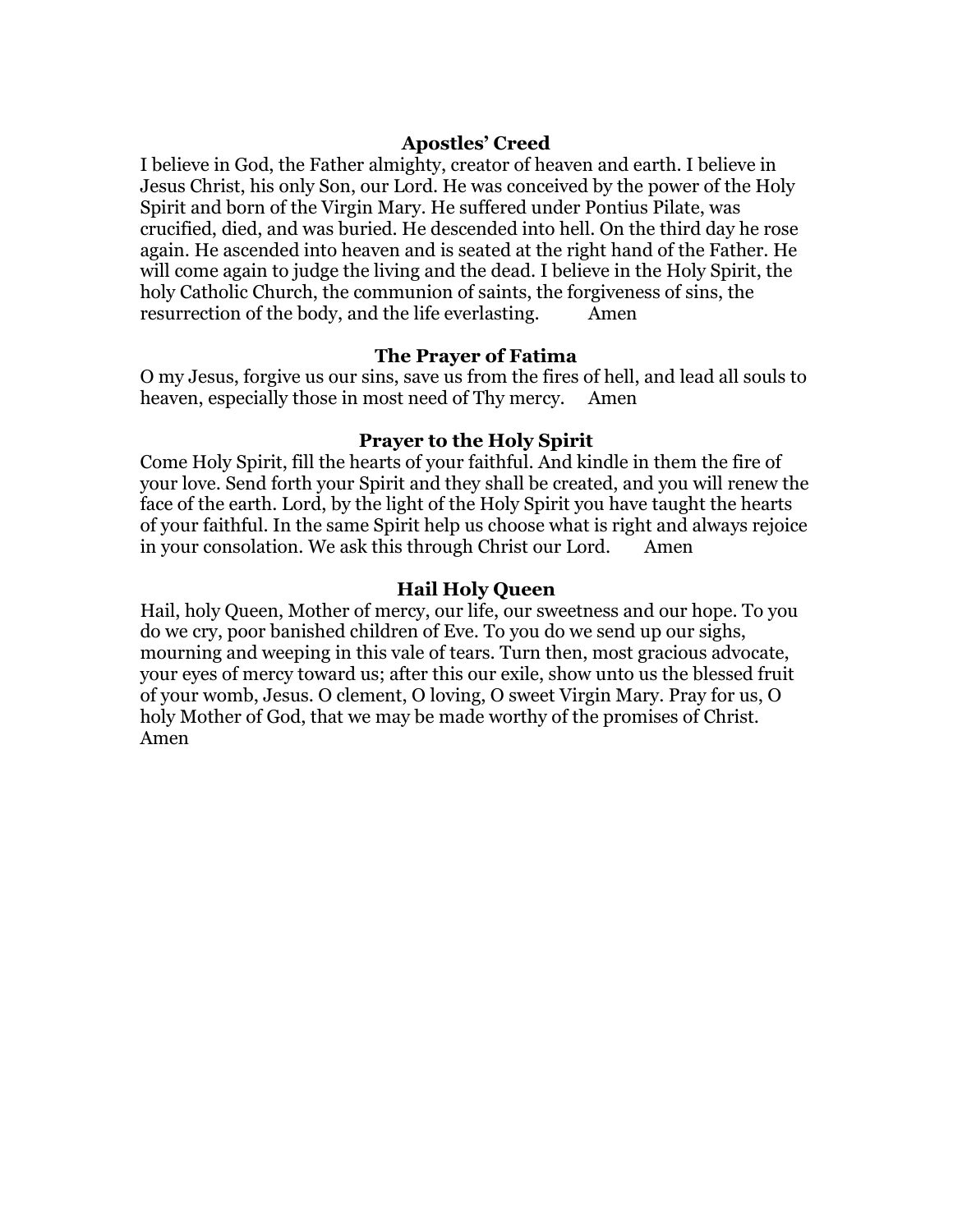**Apostles' Creed**

I believe in God, the Father almighty, creator of heaven and earth. I believe in Jesus Christ, his only Son, our Lord. He was conceived by the power of the Holy Spirit and born of the Virgin Mary. He suffered under Pontius Pilate, was crucified, died, and was buried. He descended into hell. On the third day he rose again. He ascended into heaven and is seated at the right hand of the Father. He will come again to judge the living and the dead. I believe in the Holy Spirit, the holy Catholic Church, the communion of saints, the forgiveness of sins, the resurrection of the body, and the life everlasting. Amen

**The Prayer of Fatima**

O my Jesus, forgive us our sins, save us from the fires of hell, and lead all souls to heaven, especially those in most need of Thy mercy. Amen

**Prayer to the Holy Spirit**

Come Holy Spirit, fill the hearts of your faithful. And kindle in them the fire of your love. Send forth your Spirit and they shall be created, and you will renew the face of the earth. Lord, by the light of the Holy Spirit you have taught the hearts of your faithful. In the same Spirit help us choose what is right and always rejoice in your consolation. We ask this through Christ our Lord. Amen

**Hail Holy Queen**

Hail, holy Queen, Mother of mercy, our life, our sweetness and our hope. To you do we cry, poor banished children of Eve. To you do we send up our sighs, mourning and weeping in this vale of tears. Turn then, most gracious advocate, your eyes of mercy toward us; after this our exile, show unto us the blessed fruit of your womb, Jesus. O clement, O loving, O sweet Virgin Mary. Pray for us, O holy Mother of God, that we may be made worthy of the promises of Christ. Amen